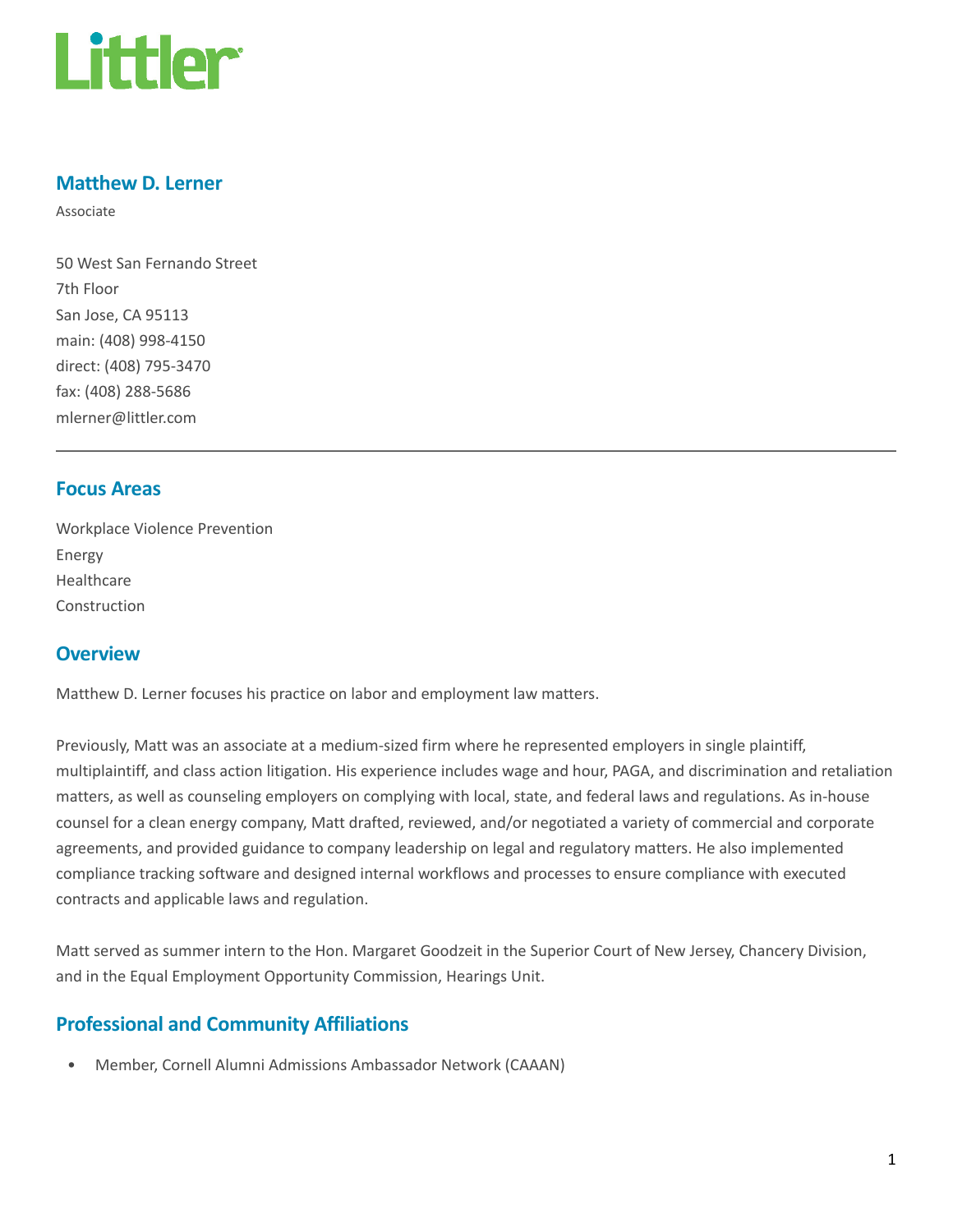Littler

## Matthew D. Lerner

Associate

50 West San Fernando Street
7th Floor
San Jose, CA 95113
main: (408) 998-4150
direct: (408) 795-3470
fax: (408) 288-5686
mlerner@littler.com

---

## Focus Areas

Workplace Violence Prevention
Energy
Healthcare
Construction

## Overview

Matthew D. Lerner focuses his practice on labor and employment law matters.

Previously, Matt was an associate at a medium-sized firm where he represented employers in single plaintiff, multiplaintiff, and class action litigation. His experience includes wage and hour, PAGA, and discrimination and retaliation matters, as well as counseling employers on complying with local, state, and federal laws and regulations. As in-house counsel for a clean energy company, Matt drafted, reviewed, and/or negotiated a variety of commercial and corporate agreements, and provided guidance to company leadership on legal and regulatory matters. He also implemented compliance tracking software and designed internal workflows and processes to ensure compliance with executed contracts and applicable laws and regulation.

Matt served as summer intern to the Hon. Margaret Goodzeit in the Superior Court of New Jersey, Chancery Division, and in the Equal Employment Opportunity Commission, Hearings Unit.

## Professional and Community Affiliations

- Member, Cornell Alumni Admissions Ambassador Network (CAAAN)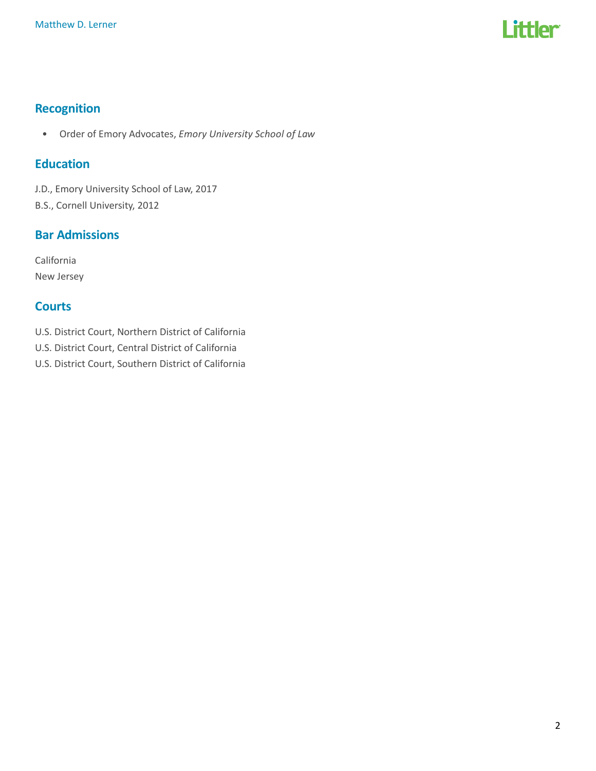## Recognition

- Order of Emory Advocates, *Emory University School of Law*

## Education

J.D., Emory University School of Law, 2017

B.S., Cornell University, 2012

## Bar Admissions

California

New Jersey

## Courts

U.S. District Court, Northern District of California

U.S. District Court, Central District of California

U.S. District Court, Southern District of California